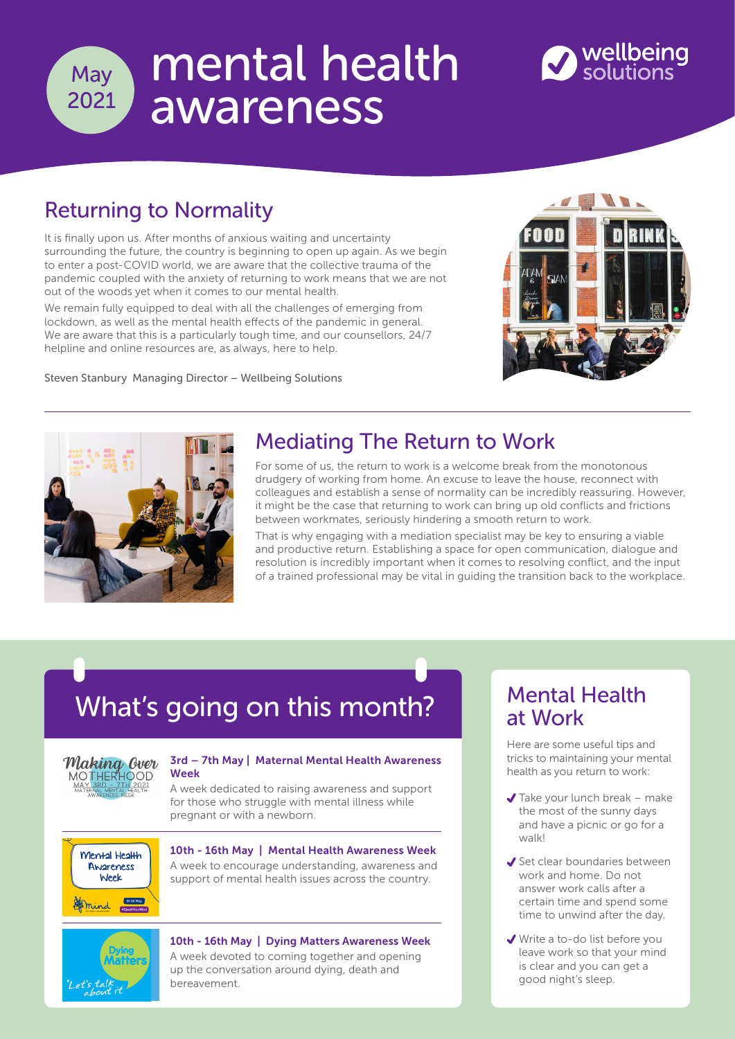May 2021

# mental health awareness

wellbeing solutions

## Returning to Normality

It is finally upon us. After months of anxious waiting and uncertainty surrounding the future, the country is beginning to open up again. As we begin to enter a post-COVID world, we are aware that the collective trauma of the pandemic coupled with the anxiety of returning to work means that we are not out of the woods yet when it comes to our mental health.

We remain fully equipped to deal with all the challenges of emerging from lockdown, as well as the mental health effects of the pandemic in general. We are aware that this is a particularly tough time, and our counsellors, 24/7 helpline and online resources are, as always, here to help.

Steven Stanbury Managing Director – Wellbeing Solutions

## Mediating The Return to Work

For some of us, the return to work is a welcome break from the monotonous drudgery of working from home. An excuse to leave the house, reconnect with colleagues and establish a sense of normality can be incredibly reassuring. However, it might be the case that returning to work can bring up old conflicts and frictions between workmates, seriously hindering a smooth return to work.

That is why engaging with a mediation specialist may be key to ensuring a viable and productive return. Establishing a space for open communication, dialogue and resolution is incredibly important when it comes to resolving conflict, and the input of a trained professional may be vital in guiding the transition back to the workplace.

## What's going on this month?

**3rd – 7th May | Maternal Mental Health Awareness Week**

A week dedicated to raising awareness and support for those who struggle with mental illness while pregnant or with a newborn.

**10th - 16th May | Mental Health Awareness Week**

A week to encourage understanding, awareness and support of mental health issues across the country.

**10th - 16th May | Dying Matters Awareness Week**

A week devoted to coming together and opening up the conversation around dying, death and bereavement.

## Mental Health at Work

Here are some useful tips and tricks to maintaining your mental health as you return to work:

- Take your lunch break – make the most of the sunny days and have a picnic or go for a walk!
- Set clear boundaries between work and home. Do not answer work calls after a certain time and spend some time to unwind after the day.
- Write a to-do list before you leave work so that your mind is clear and you can get a good night's sleep.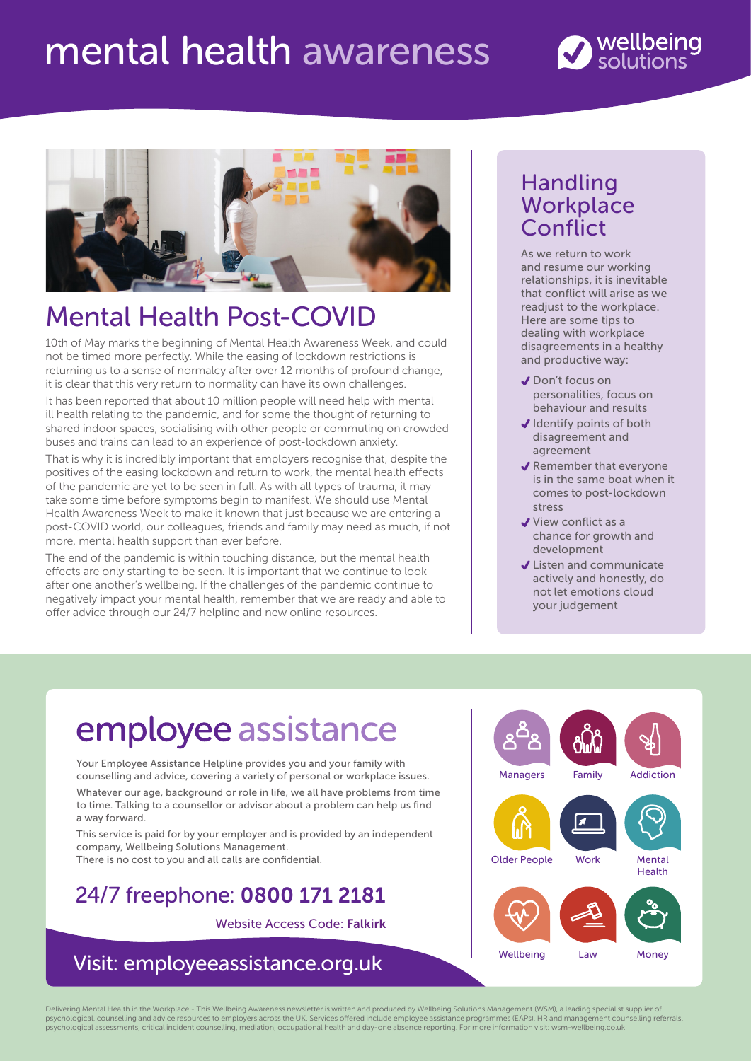# mental health awareness

wellbeing solutions

## Mental Health Post-COVID

10th of May marks the beginning of Mental Health Awareness Week, and could not be timed more perfectly. While the easing of lockdown restrictions is returning us to a sense of normalcy after over 12 months of profound change, it is clear that this very return to normality can have its own challenges.

It has been reported that about 10 million people will need help with mental ill health relating to the pandemic, and for some the thought of returning to shared indoor spaces, socialising with other people or commuting on crowded buses and trains can lead to an experience of post-lockdown anxiety.

That is why it is incredibly important that employers recognise that, despite the positives of the easing lockdown and return to work, the mental health effects of the pandemic are yet to be seen in full. As with all types of trauma, it may take some time before symptoms begin to manifest. We should use Mental Health Awareness Week to make it known that just because we are entering a post-COVID world, our colleagues, friends and family may need as much, if not more, mental health support than ever before.

The end of the pandemic is within touching distance, but the mental health effects are only starting to be seen. It is important that we continue to look after one another's wellbeing. If the challenges of the pandemic continue to negatively impact your mental health, remember that we are ready and able to offer advice through our 24/7 helpline and new online resources.

## Handling Workplace Conflict

As we return to work and resume our working relationships, it is inevitable that conflict will arise as we readjust to the workplace. Here are some tips to dealing with workplace disagreements in a healthy and productive way:

- ✔ Don't focus on personalities, focus on behaviour and results
- ✔ Identify points of both disagreement and agreement
- ✔ Remember that everyone is in the same boat when it comes to post-lockdown stress
- ✔ View conflict as a chance for growth and development
- ✔ Listen and communicate actively and honestly, do not let emotions cloud your judgement

# employee assistance

Your Employee Assistance Helpline provides you and your family with counselling and advice, covering a variety of personal or workplace issues.

Whatever our age, background or role in life, we all have problems from time to time. Talking to a counsellor or advisor about a problem can help us find a way forward.

This service is paid for by your employer and is provided by an independent company, Wellbeing Solutions Management.
There is no cost to you and all calls are confidential.

## 24/7 freephone: **0800 171 2181**

Website Access Code: **Falkirk**

## Visit: employeeassistance.org.uk

Managers
Family
Addiction
Older People
Work
Mental Health
Wellbeing
Law
Money

Delivering Mental Health in the Workplace - This Wellbeing Awareness newsletter is written and produced by Wellbeing Solutions Management (WSM), a leading specialist supplier of psychological, counselling and advice resources to employers across the UK. Services offered include employee assistance programmes (EAPs), HR and management counselling referrals, psychological assessments, critical incident counselling, mediation, occupational health and day-one absence reporting. For more information visit: wsm-wellbeing.co.uk